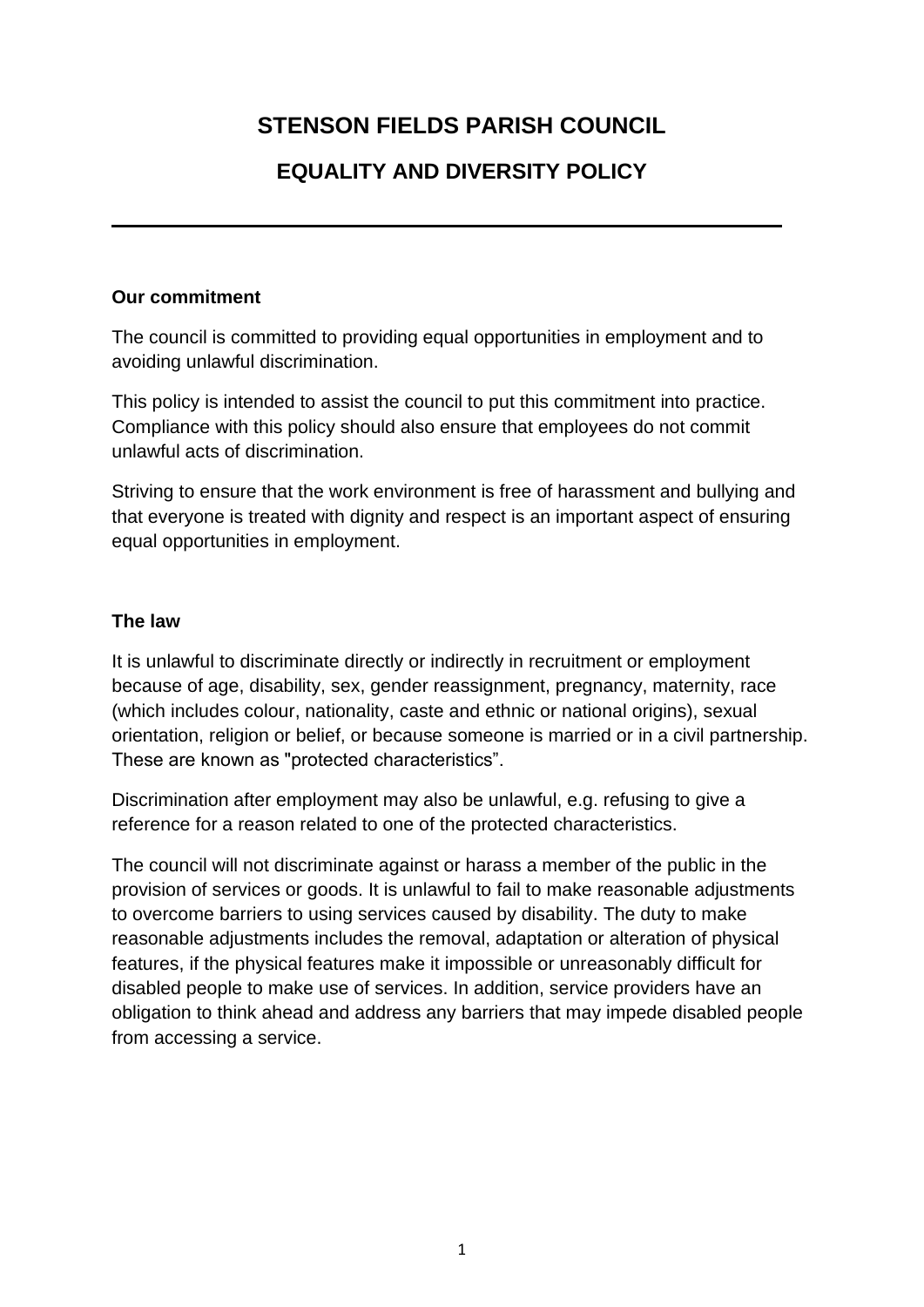# STENSON FIELDS PARISH COUNCIL

## EQUALITY AND DIVERSITY POLICY

---

**Our commitment**

The council is committed to providing equal opportunities in employment and to avoiding unlawful discrimination.

This policy is intended to assist the council to put this commitment into practice. Compliance with this policy should also ensure that employees do not commit unlawful acts of discrimination.

Striving to ensure that the work environment is free of harassment and bullying and that everyone is treated with dignity and respect is an important aspect of ensuring equal opportunities in employment.

**The law**

It is unlawful to discriminate directly or indirectly in recruitment or employment because of age, disability, sex, gender reassignment, pregnancy, maternity, race (which includes colour, nationality, caste and ethnic or national origins), sexual orientation, religion or belief, or because someone is married or in a civil partnership. These are known as "protected characteristics".

Discrimination after employment may also be unlawful, e.g. refusing to give a reference for a reason related to one of the protected characteristics.

The council will not discriminate against or harass a member of the public in the provision of services or goods. It is unlawful to fail to make reasonable adjustments to overcome barriers to using services caused by disability. The duty to make reasonable adjustments includes the removal, adaptation or alteration of physical features, if the physical features make it impossible or unreasonably difficult for disabled people to make use of services. In addition, service providers have an obligation to think ahead and address any barriers that may impede disabled people from accessing a service.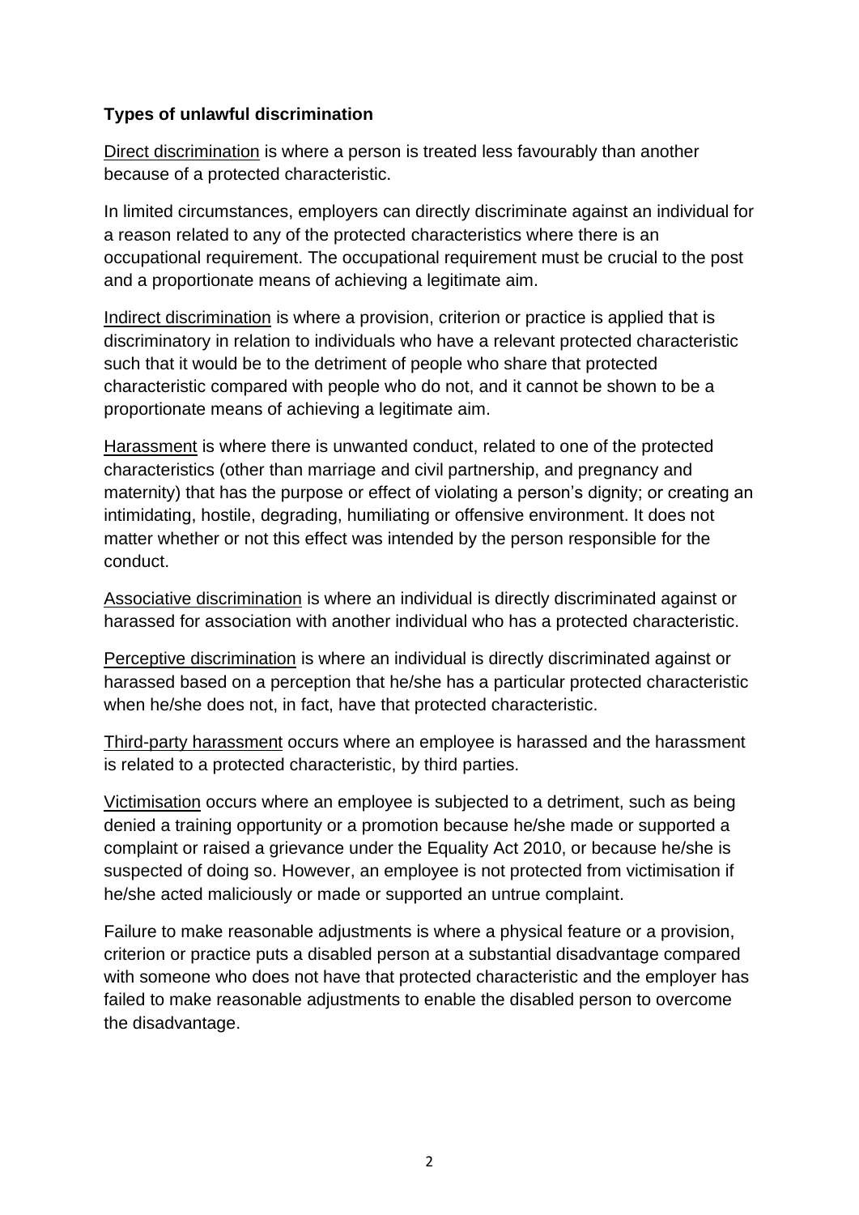**Types of unlawful discrimination**

Direct discrimination is where a person is treated less favourably than another because of a protected characteristic.

In limited circumstances, employers can directly discriminate against an individual for a reason related to any of the protected characteristics where there is an occupational requirement. The occupational requirement must be crucial to the post and a proportionate means of achieving a legitimate aim.

Indirect discrimination is where a provision, criterion or practice is applied that is discriminatory in relation to individuals who have a relevant protected characteristic such that it would be to the detriment of people who share that protected characteristic compared with people who do not, and it cannot be shown to be a proportionate means of achieving a legitimate aim.

Harassment is where there is unwanted conduct, related to one of the protected characteristics (other than marriage and civil partnership, and pregnancy and maternity) that has the purpose or effect of violating a person's dignity; or creating an intimidating, hostile, degrading, humiliating or offensive environment. It does not matter whether or not this effect was intended by the person responsible for the conduct.

Associative discrimination is where an individual is directly discriminated against or harassed for association with another individual who has a protected characteristic.

Perceptive discrimination is where an individual is directly discriminated against or harassed based on a perception that he/she has a particular protected characteristic when he/she does not, in fact, have that protected characteristic.

Third-party harassment occurs where an employee is harassed and the harassment is related to a protected characteristic, by third parties.

Victimisation occurs where an employee is subjected to a detriment, such as being denied a training opportunity or a promotion because he/she made or supported a complaint or raised a grievance under the Equality Act 2010, or because he/she is suspected of doing so. However, an employee is not protected from victimisation if he/she acted maliciously or made or supported an untrue complaint.

Failure to make reasonable adjustments is where a physical feature or a provision, criterion or practice puts a disabled person at a substantial disadvantage compared with someone who does not have that protected characteristic and the employer has failed to make reasonable adjustments to enable the disabled person to overcome the disadvantage.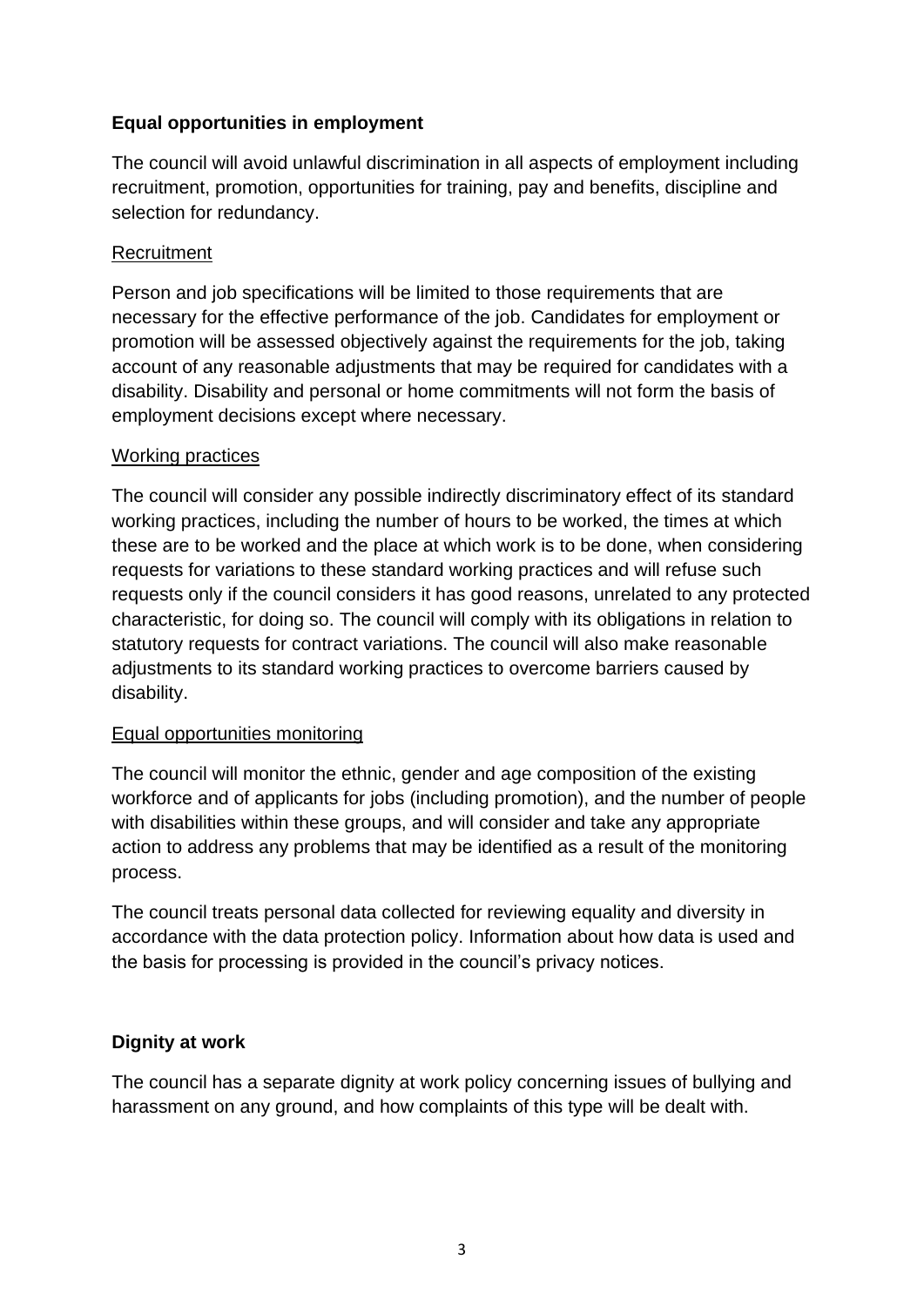**Equal opportunities in employment**

The council will avoid unlawful discrimination in all aspects of employment including recruitment, promotion, opportunities for training, pay and benefits, discipline and selection for redundancy.

Recruitment

Person and job specifications will be limited to those requirements that are necessary for the effective performance of the job. Candidates for employment or promotion will be assessed objectively against the requirements for the job, taking account of any reasonable adjustments that may be required for candidates with a disability. Disability and personal or home commitments will not form the basis of employment decisions except where necessary.

Working practices

The council will consider any possible indirectly discriminatory effect of its standard working practices, including the number of hours to be worked, the times at which these are to be worked and the place at which work is to be done, when considering requests for variations to these standard working practices and will refuse such requests only if the council considers it has good reasons, unrelated to any protected characteristic, for doing so. The council will comply with its obligations in relation to statutory requests for contract variations. The council will also make reasonable adjustments to its standard working practices to overcome barriers caused by disability.

Equal opportunities monitoring

The council will monitor the ethnic, gender and age composition of the existing workforce and of applicants for jobs (including promotion), and the number of people with disabilities within these groups, and will consider and take any appropriate action to address any problems that may be identified as a result of the monitoring process.

The council treats personal data collected for reviewing equality and diversity in accordance with the data protection policy. Information about how data is used and the basis for processing is provided in the council's privacy notices.

**Dignity at work**

The council has a separate dignity at work policy concerning issues of bullying and harassment on any ground, and how complaints of this type will be dealt with.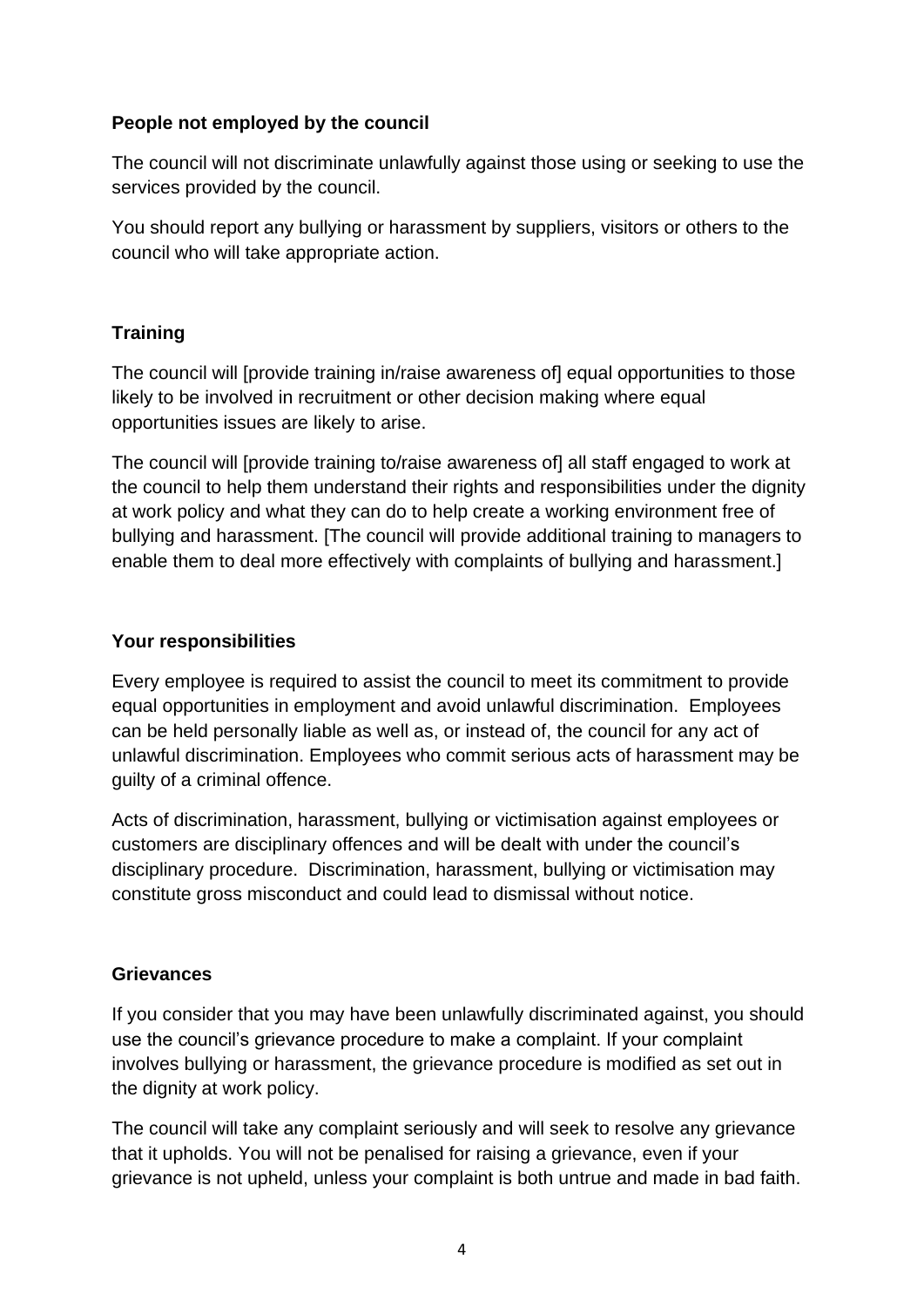**People not employed by the council**

The council will not discriminate unlawfully against those using or seeking to use the services provided by the council.

You should report any bullying or harassment by suppliers, visitors or others to the council who will take appropriate action.

**Training**

The council will [provide training in/raise awareness of] equal opportunities to those likely to be involved in recruitment or other decision making where equal opportunities issues are likely to arise.

The council will [provide training to/raise awareness of] all staff engaged to work at the council to help them understand their rights and responsibilities under the dignity at work policy and what they can do to help create a working environment free of bullying and harassment. [The council will provide additional training to managers to enable them to deal more effectively with complaints of bullying and harassment.]

**Your responsibilities**

Every employee is required to assist the council to meet its commitment to provide equal opportunities in employment and avoid unlawful discrimination. Employees can be held personally liable as well as, or instead of, the council for any act of unlawful discrimination. Employees who commit serious acts of harassment may be guilty of a criminal offence.

Acts of discrimination, harassment, bullying or victimisation against employees or customers are disciplinary offences and will be dealt with under the council's disciplinary procedure. Discrimination, harassment, bullying or victimisation may constitute gross misconduct and could lead to dismissal without notice.

**Grievances**

If you consider that you may have been unlawfully discriminated against, you should use the council's grievance procedure to make a complaint. If your complaint involves bullying or harassment, the grievance procedure is modified as set out in the dignity at work policy.

The council will take any complaint seriously and will seek to resolve any grievance that it upholds. You will not be penalised for raising a grievance, even if your grievance is not upheld, unless your complaint is both untrue and made in bad faith.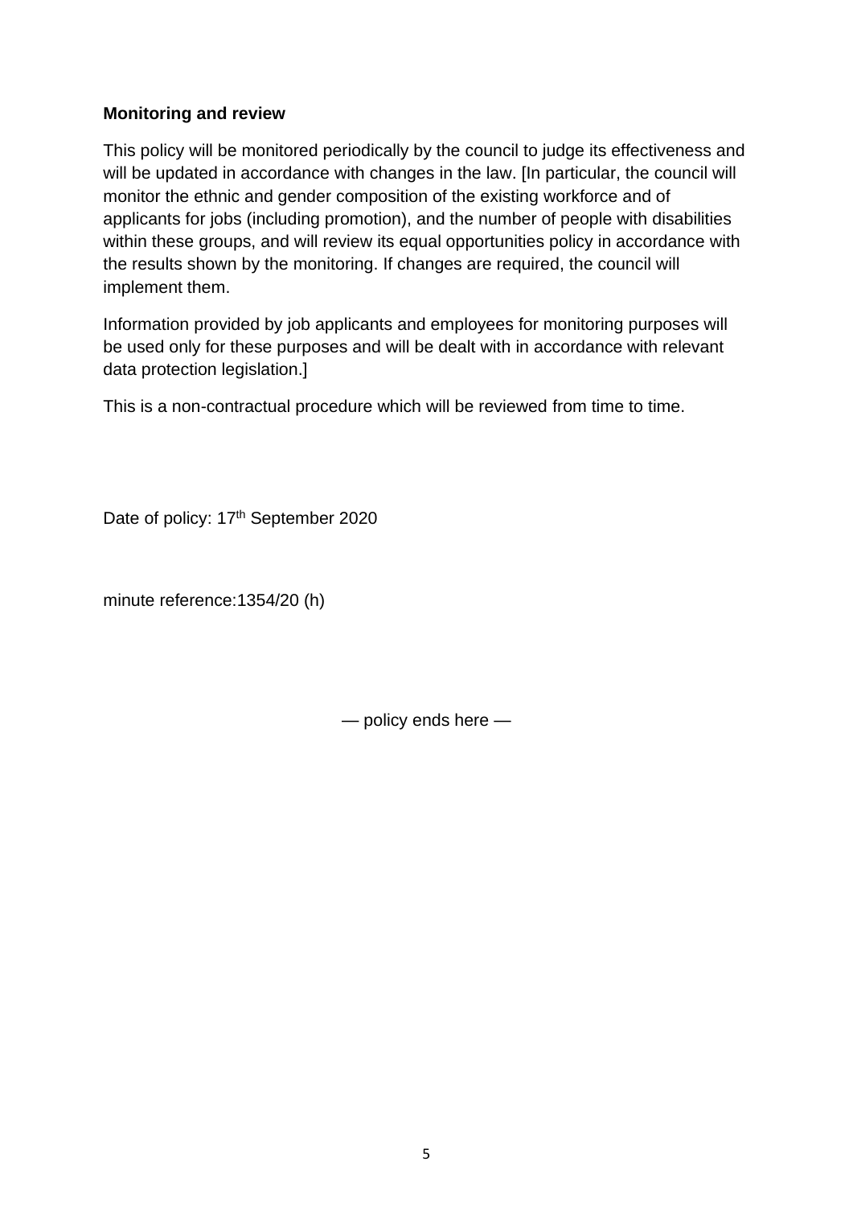**Monitoring and review**

This policy will be monitored periodically by the council to judge its effectiveness and will be updated in accordance with changes in the law. [In particular, the council will monitor the ethnic and gender composition of the existing workforce and of applicants for jobs (including promotion), and the number of people with disabilities within these groups, and will review its equal opportunities policy in accordance with the results shown by the monitoring. If changes are required, the council will implement them.

Information provided by job applicants and employees for monitoring purposes will be used only for these purposes and will be dealt with in accordance with relevant data protection legislation.]

This is a non-contractual procedure which will be reviewed from time to time.

Date of policy: 17th September 2020

minute reference:1354/20 (h)

— policy ends here —